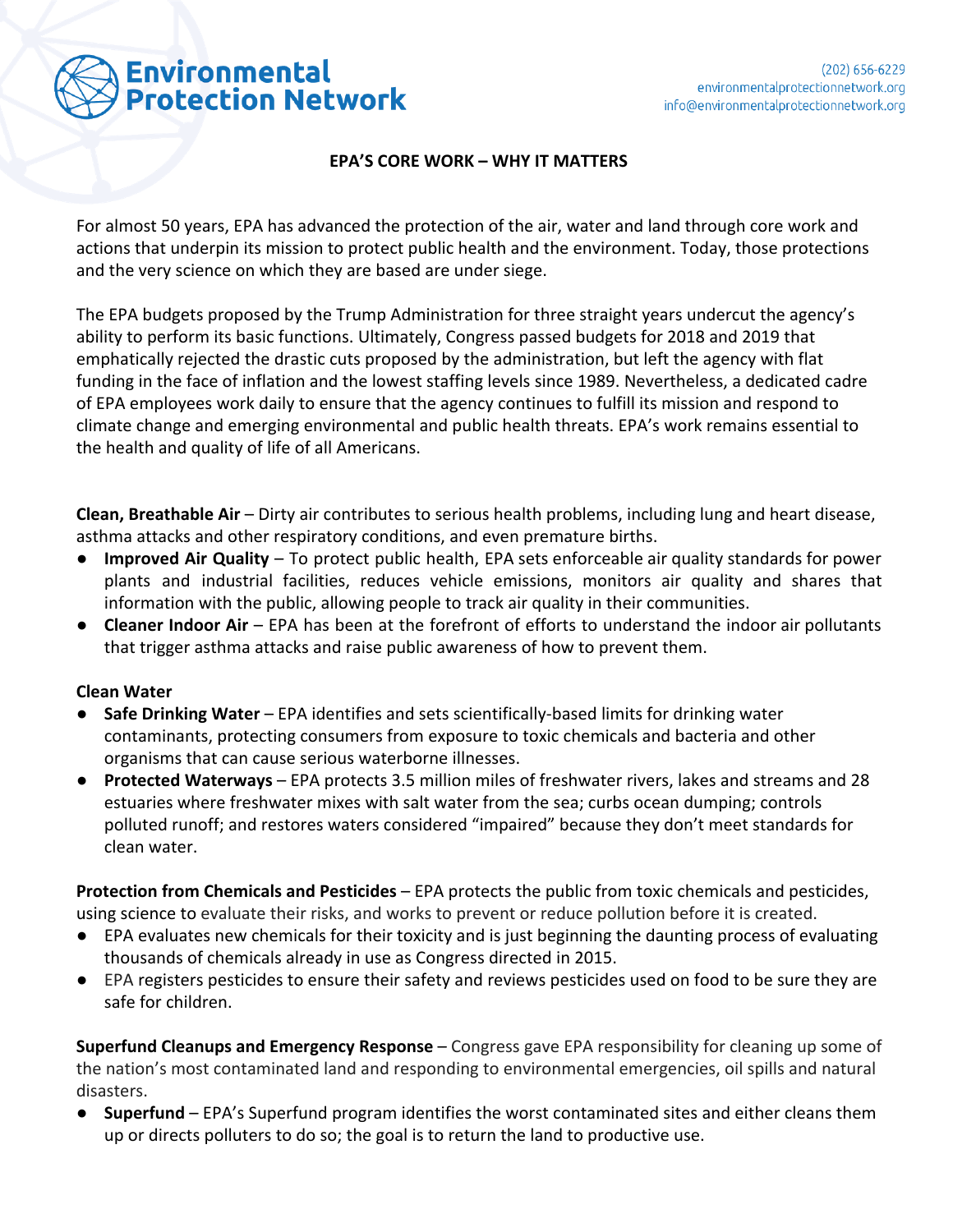Environmental Protection Network

(202) 656-6229
environmentalprotectionnetwork.org
info@environmentalprotectionnetwork.org

# EPA'S CORE WORK – WHY IT MATTERS

For almost 50 years, EPA has advanced the protection of the air, water and land through core work and actions that underpin its mission to protect public health and the environment. Today, those protections and the very science on which they are based are under siege.

The EPA budgets proposed by the Trump Administration for three straight years undercut the agency's ability to perform its basic functions. Ultimately, Congress passed budgets for 2018 and 2019 that emphatically rejected the drastic cuts proposed by the administration, but left the agency with flat funding in the face of inflation and the lowest staffing levels since 1989. Nevertheless, a dedicated cadre of EPA employees work daily to ensure that the agency continues to fulfill its mission and respond to climate change and emerging environmental and public health threats. EPA's work remains essential to the health and quality of life of all Americans.

**Clean, Breathable Air** – Dirty air contributes to serious health problems, including lung and heart disease, asthma attacks and other respiratory conditions, and even premature births.

- **Improved Air Quality** – To protect public health, EPA sets enforceable air quality standards for power plants and industrial facilities, reduces vehicle emissions, monitors air quality and shares that information with the public, allowing people to track air quality in their communities.
- **Cleaner Indoor Air** – EPA has been at the forefront of efforts to understand the indoor air pollutants that trigger asthma attacks and raise public awareness of how to prevent them.

**Clean Water**

- **Safe Drinking Water** – EPA identifies and sets scientifically-based limits for drinking water contaminants, protecting consumers from exposure to toxic chemicals and bacteria and other organisms that can cause serious waterborne illnesses.
- **Protected Waterways** – EPA protects 3.5 million miles of freshwater rivers, lakes and streams and 28 estuaries where freshwater mixes with salt water from the sea; curbs ocean dumping; controls polluted runoff; and restores waters considered "impaired" because they don't meet standards for clean water.

**Protection from Chemicals and Pesticides** – EPA protects the public from toxic chemicals and pesticides, using science to evaluate their risks, and works to prevent or reduce pollution before it is created.

- EPA evaluates new chemicals for their toxicity and is just beginning the daunting process of evaluating thousands of chemicals already in use as Congress directed in 2015.
- EPA registers pesticides to ensure their safety and reviews pesticides used on food to be sure they are safe for children.

**Superfund Cleanups and Emergency Response** – Congress gave EPA responsibility for cleaning up some of the nation's most contaminated land and responding to environmental emergencies, oil spills and natural disasters.

- **Superfund** – EPA's Superfund program identifies the worst contaminated sites and either cleans them up or directs polluters to do so; the goal is to return the land to productive use.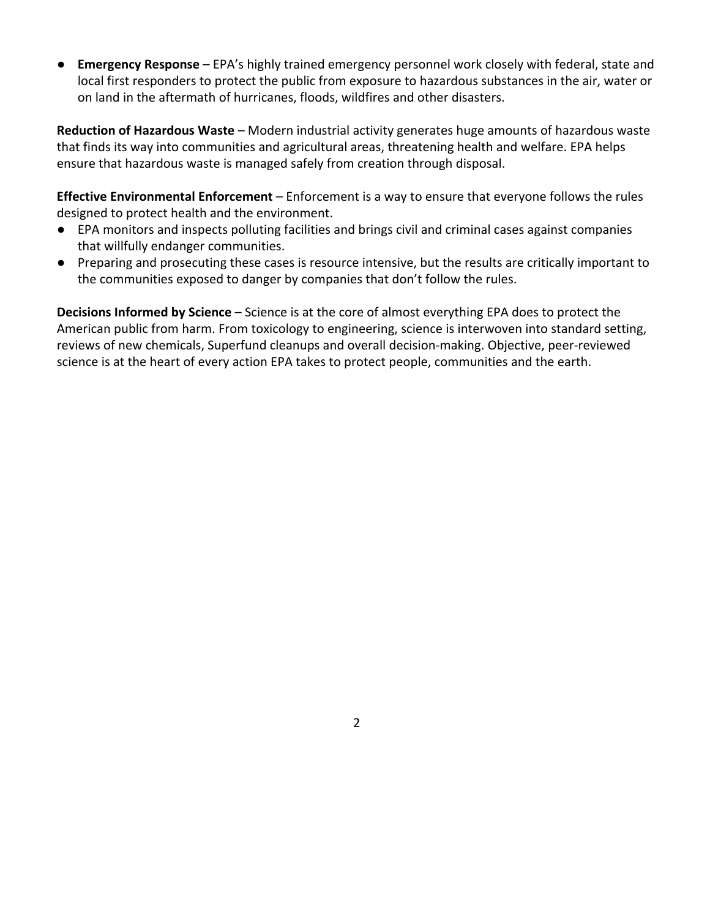- **Emergency Response** – EPA's highly trained emergency personnel work closely with federal, state and local first responders to protect the public from exposure to hazardous substances in the air, water or on land in the aftermath of hurricanes, floods, wildfires and other disasters.

**Reduction of Hazardous Waste** – Modern industrial activity generates huge amounts of hazardous waste that finds its way into communities and agricultural areas, threatening health and welfare. EPA helps ensure that hazardous waste is managed safely from creation through disposal.

**Effective Environmental Enforcement** – Enforcement is a way to ensure that everyone follows the rules designed to protect health and the environment.

- EPA monitors and inspects polluting facilities and brings civil and criminal cases against companies that willfully endanger communities.
- Preparing and prosecuting these cases is resource intensive, but the results are critically important to the communities exposed to danger by companies that don't follow the rules.

**Decisions Informed by Science** – Science is at the core of almost everything EPA does to protect the American public from harm. From toxicology to engineering, science is interwoven into standard setting, reviews of new chemicals, Superfund cleanups and overall decision-making. Objective, peer-reviewed science is at the heart of every action EPA takes to protect people, communities and the earth.